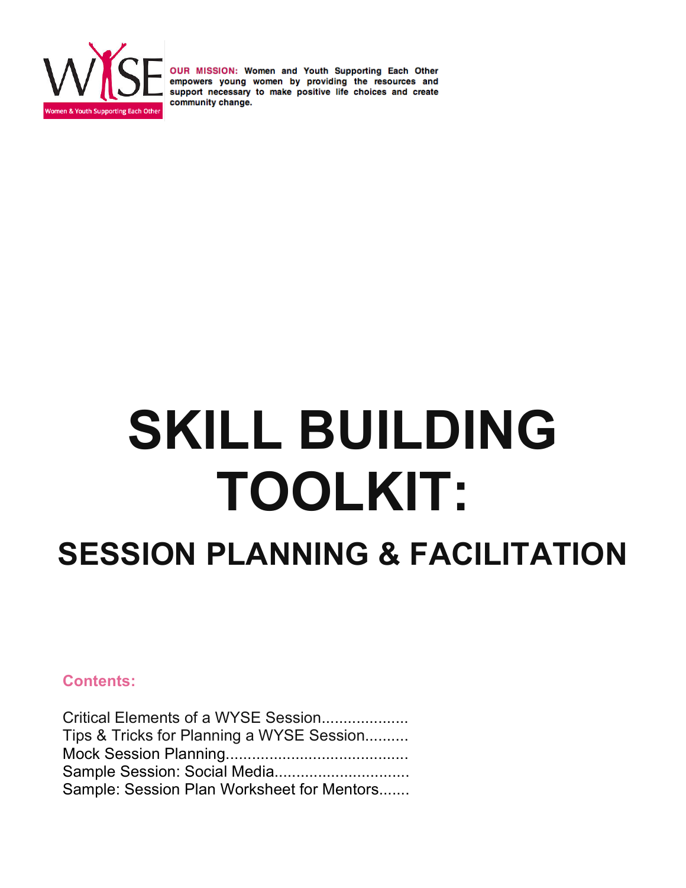WYSE

Women & Youth Supporting Each Other

**OUR MISSION:** Women and Youth Supporting Each Other empowers young women by providing the resources and support necessary to make positive life choices and create community change.

# SKILL BUILDING TOOLKIT:

## SESSION PLANNING & FACILITATION

**Contents:**

Critical Elements of a WYSE Session....................
Tips & Tricks for Planning a WYSE Session..........
Mock Session Planning.........................................
Sample Session: Social Media..............................
Sample: Session Plan Worksheet for Mentors.......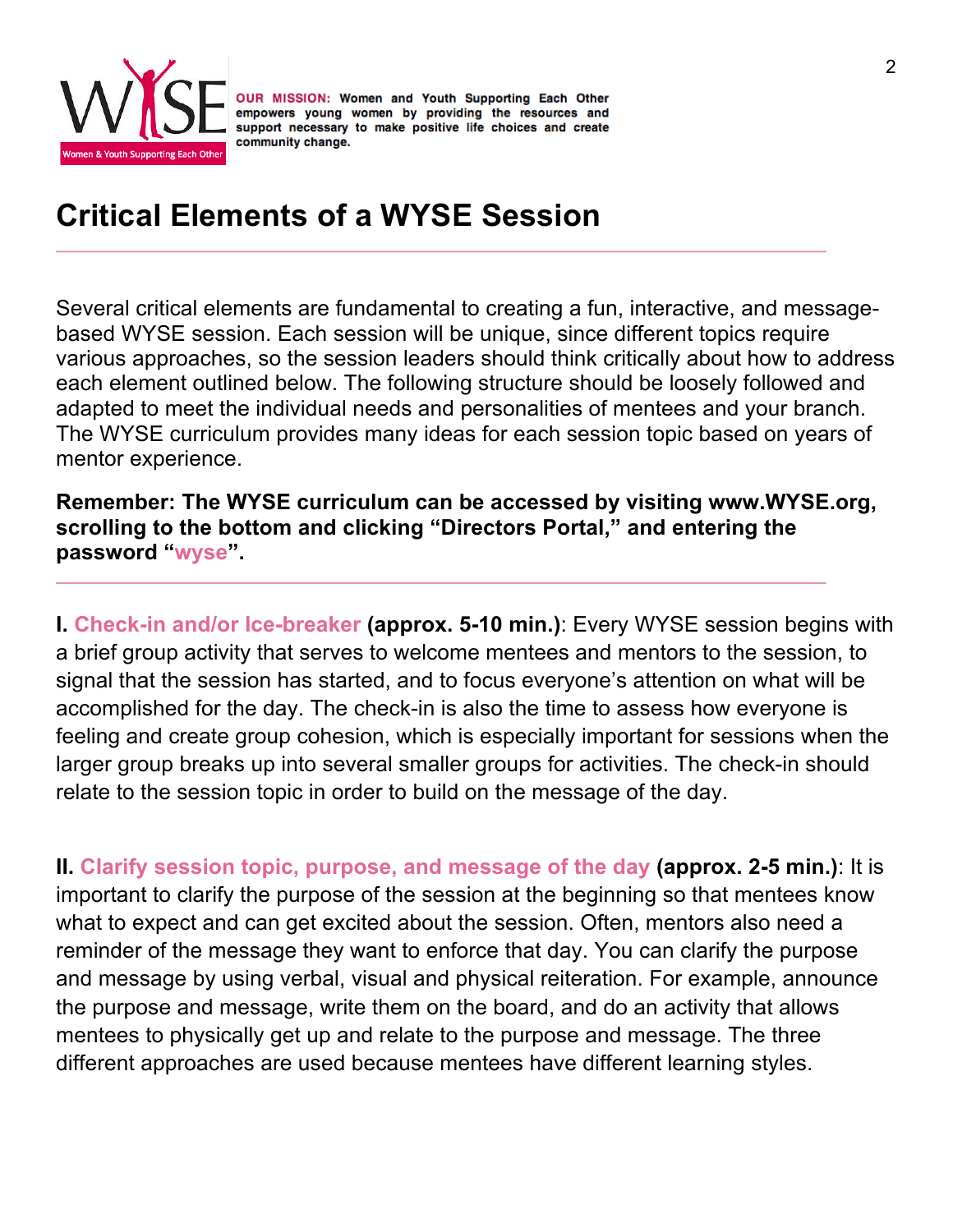**OUR MISSION:** Women and Youth Supporting Each Other empowers young women by providing the resources and support necessary to make positive life choices and create community change.

# Critical Elements of a WYSE Session

Several critical elements are fundamental to creating a fun, interactive, and message-based WYSE session. Each session will be unique, since different topics require various approaches, so the session leaders should think critically about how to address each element outlined below. The following structure should be loosely followed and adapted to meet the individual needs and personalities of mentees and your branch. The WYSE curriculum provides many ideas for each session topic based on years of mentor experience.

**Remember: The WYSE curriculum can be accessed by visiting www.WYSE.org, scrolling to the bottom and clicking "Directors Portal," and entering the password "wyse".**

---

**I. Check-in and/or Ice-breaker (approx. 5-10 min.)**: Every WYSE session begins with a brief group activity that serves to welcome mentees and mentors to the session, to signal that the session has started, and to focus everyone's attention on what will be accomplished for the day. The check-in is also the time to assess how everyone is feeling and create group cohesion, which is especially important for sessions when the larger group breaks up into several smaller groups for activities. The check-in should relate to the session topic in order to build on the message of the day.

**II. Clarify session topic, purpose, and message of the day (approx. 2-5 min.)**: It is important to clarify the purpose of the session at the beginning so that mentees know what to expect and can get excited about the session. Often, mentors also need a reminder of the message they want to enforce that day. You can clarify the purpose and message by using verbal, visual and physical reiteration. For example, announce the purpose and message, write them on the board, and do an activity that allows mentees to physically get up and relate to the purpose and message. The three different approaches are used because mentees have different learning styles.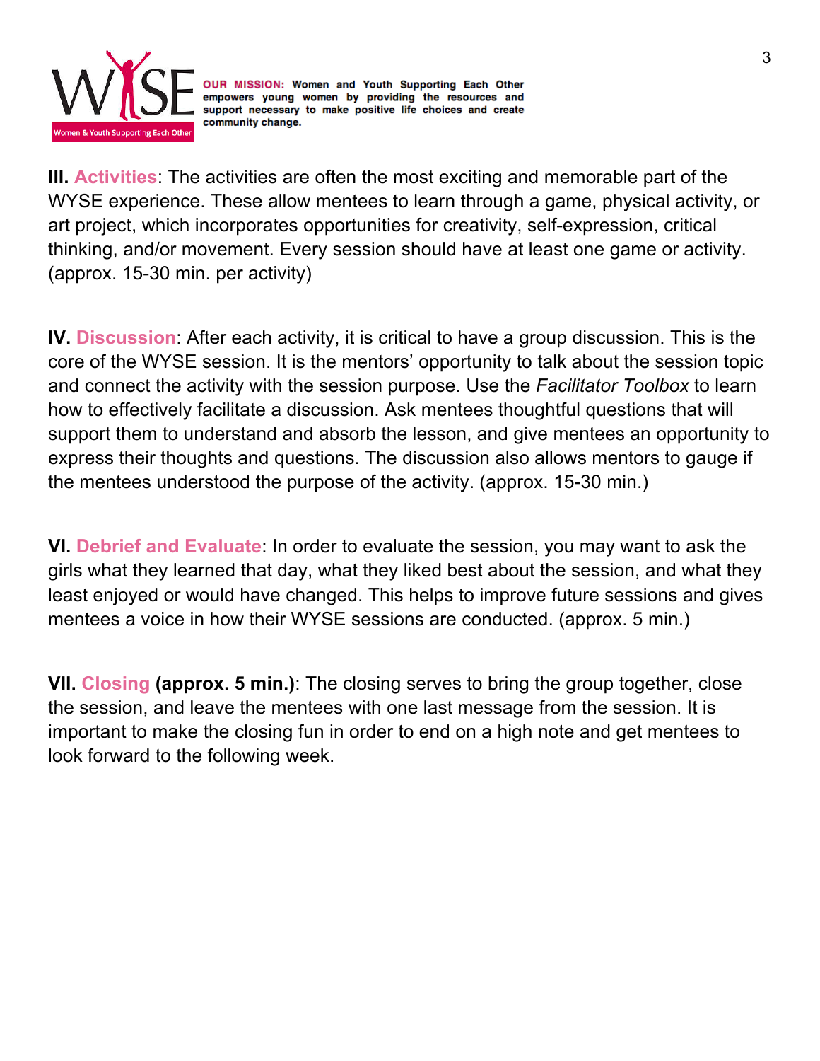**OUR MISSION:** Women and Youth Supporting Each Other empowers young women by providing the resources and support necessary to make positive life choices and create community change.

**III. Activities**: The activities are often the most exciting and memorable part of the WYSE experience. These allow mentees to learn through a game, physical activity, or art project, which incorporates opportunities for creativity, self-expression, critical thinking, and/or movement. Every session should have at least one game or activity. (approx. 15-30 min. per activity)

**IV. Discussion**: After each activity, it is critical to have a group discussion. This is the core of the WYSE session. It is the mentors' opportunity to talk about the session topic and connect the activity with the session purpose. Use the *Facilitator Toolbox* to learn how to effectively facilitate a discussion. Ask mentees thoughtful questions that will support them to understand and absorb the lesson, and give mentees an opportunity to express their thoughts and questions. The discussion also allows mentors to gauge if the mentees understood the purpose of the activity. (approx. 15-30 min.)

**VI. Debrief and Evaluate**: In order to evaluate the session, you may want to ask the girls what they learned that day, what they liked best about the session, and what they least enjoyed or would have changed. This helps to improve future sessions and gives mentees a voice in how their WYSE sessions are conducted. (approx. 5 min.)

**VII. Closing (approx. 5 min.)**: The closing serves to bring the group together, close the session, and leave the mentees with one last message from the session. It is important to make the closing fun in order to end on a high note and get mentees to look forward to the following week.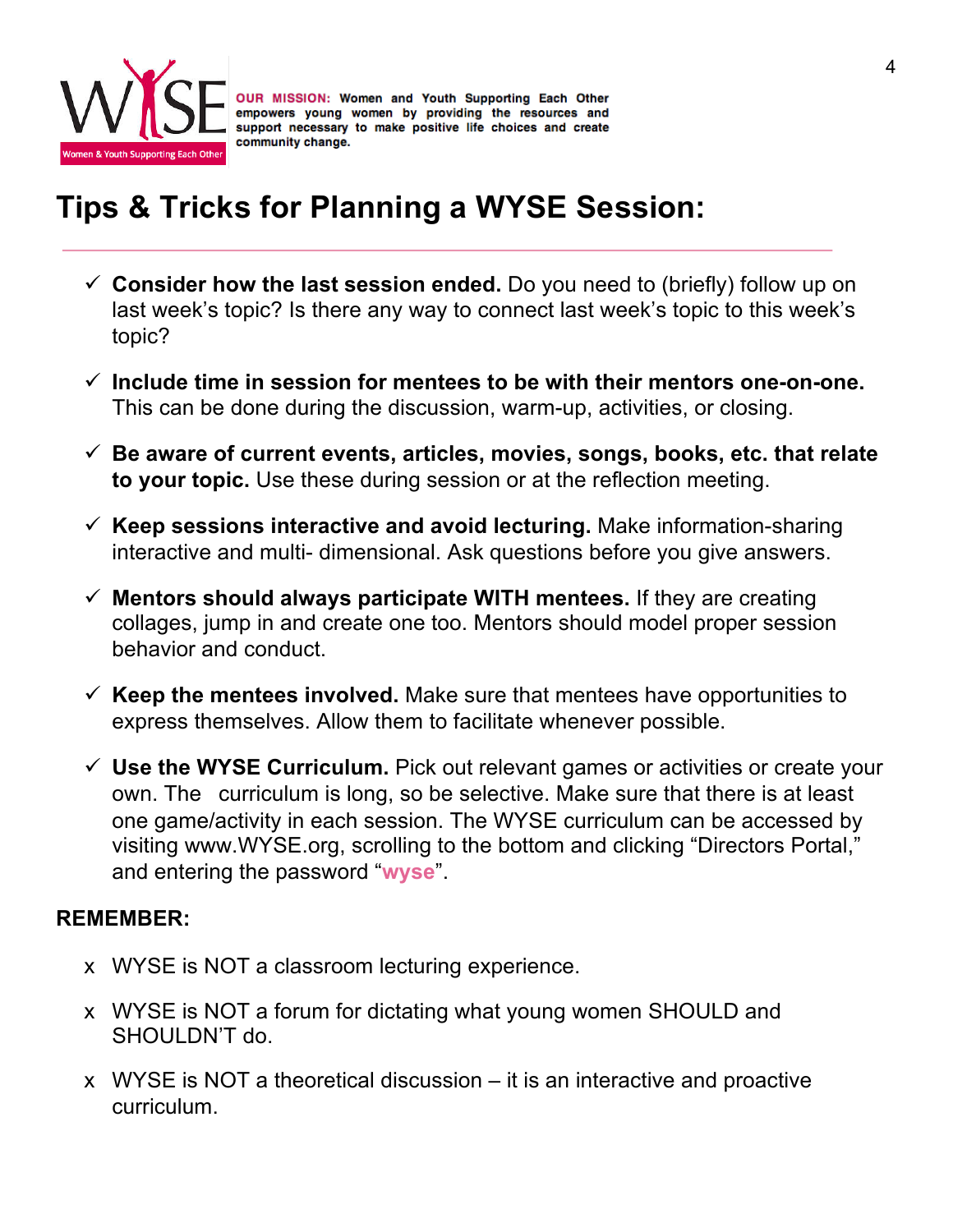WYSE
Women & Youth Supporting Each Other

**OUR MISSION:** Women and Youth Supporting Each Other empowers young women by providing the resources and support necessary to make positive life choices and create community change.

# Tips & Tricks for Planning a WYSE Session:

- ✓ **Consider how the last session ended.** Do you need to (briefly) follow up on last week's topic? Is there any way to connect last week's topic to this week's topic?
- ✓ **Include time in session for mentees to be with their mentors one-on-one.** This can be done during the discussion, warm-up, activities, or closing.
- ✓ **Be aware of current events, articles, movies, songs, books, etc. that relate to your topic.** Use these during session or at the reflection meeting.
- ✓ **Keep sessions interactive and avoid lecturing.** Make information-sharing interactive and multi- dimensional. Ask questions before you give answers.
- ✓ **Mentors should always participate WITH mentees.** If they are creating collages, jump in and create one too. Mentors should model proper session behavior and conduct.
- ✓ **Keep the mentees involved.** Make sure that mentees have opportunities to express themselves. Allow them to facilitate whenever possible.
- ✓ **Use the WYSE Curriculum.** Pick out relevant games or activities or create your own. The curriculum is long, so be selective. Make sure that there is at least one game/activity in each session. The WYSE curriculum can be accessed by visiting www.WYSE.org, scrolling to the bottom and clicking "Directors Portal," and entering the password "**wyse**".

**REMEMBER:**

- x WYSE is NOT a classroom lecturing experience.
- x WYSE is NOT a forum for dictating what young women SHOULD and SHOULDN'T do.
- x WYSE is NOT a theoretical discussion – it is an interactive and proactive curriculum.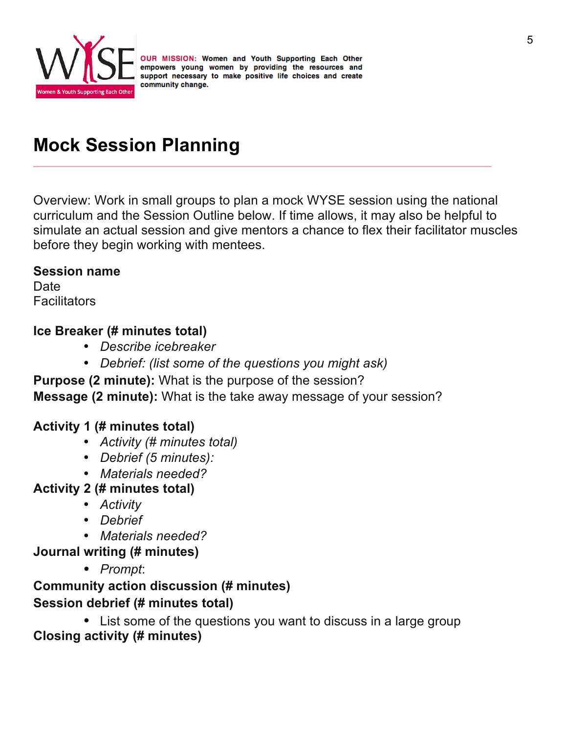WYSE
Women & Youth Supporting Each Other

**OUR MISSION:** Women and Youth Supporting Each Other empowers young women by providing the resources and support necessary to make positive life choices and create community change.

# Mock Session Planning

Overview: Work in small groups to plan a mock WYSE session using the national curriculum and the Session Outline below. If time allows, it may also be helpful to simulate an actual session and give mentors a chance to flex their facilitator muscles before they begin working with mentees.

**Session name**
Date
Facilitators

**Ice Breaker (# minutes total)**

- *Describe icebreaker*
- *Debrief: (list some of the questions you might ask)*

**Purpose (2 minute):** What is the purpose of the session?
**Message (2 minute):** What is the take away message of your session?

**Activity 1 (# minutes total)**

- *Activity (# minutes total)*
- *Debrief (5 minutes):*
- *Materials needed?*

**Activity 2 (# minutes total)**

- *Activity*
- *Debrief*
- *Materials needed?*

**Journal writing (# minutes)**

- *Prompt*:

**Community action discussion (# minutes)**
**Session debrief (# minutes total)**

- List some of the questions you want to discuss in a large group

**Closing activity (# minutes)**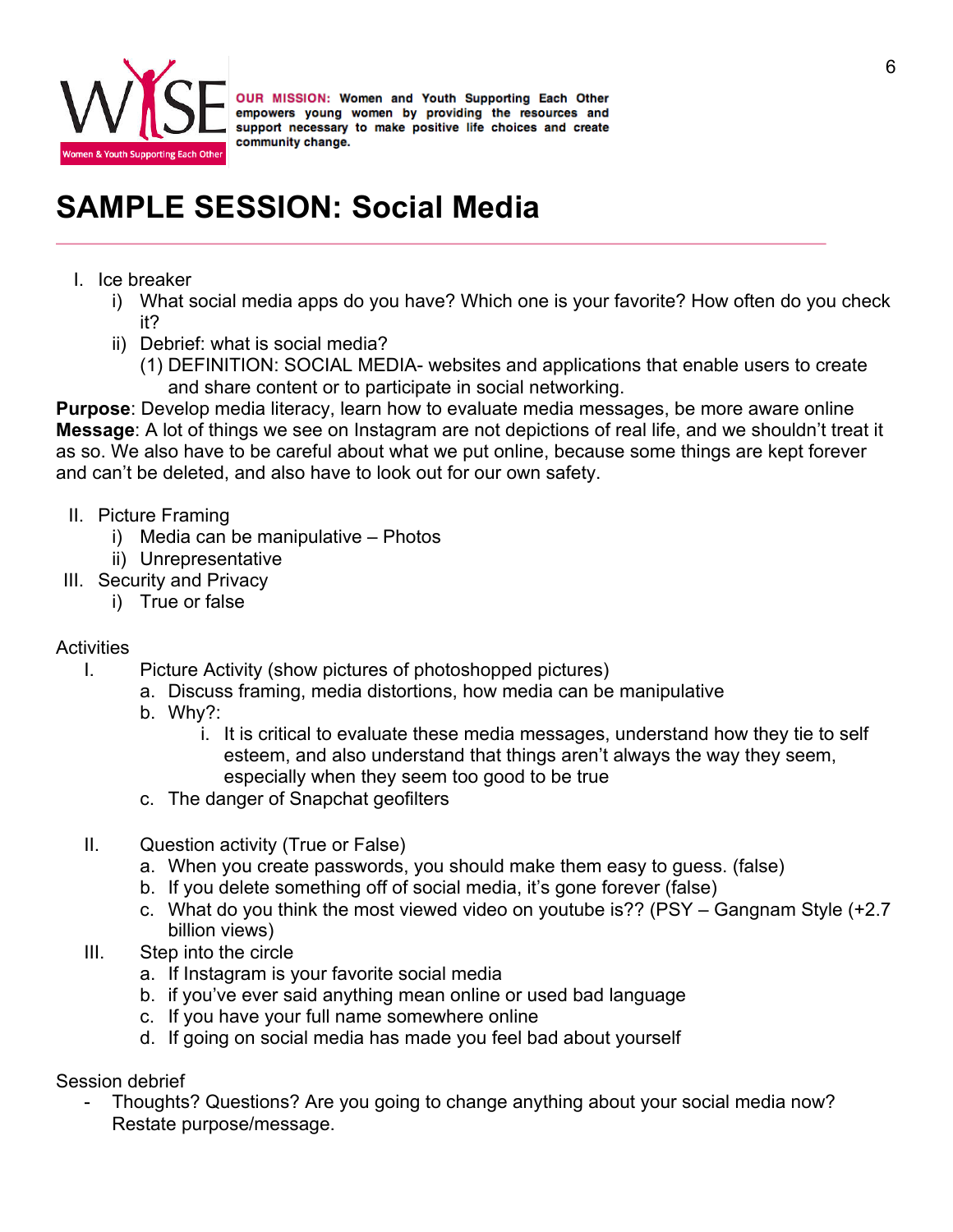**OUR MISSION:** Women and Youth Supporting Each Other empowers young women by providing the resources and support necessary to make positive life choices and create community change.

# SAMPLE SESSION: Social Media

I. Ice breaker
   i) What social media apps do you have? Which one is your favorite? How often do you check it?
   ii) Debrief: what is social media?
      (1) DEFINITION: SOCIAL MEDIA- websites and applications that enable users to create and share content or to participate in social networking.

**Purpose**: Develop media literacy, learn how to evaluate media messages, be more aware online
**Message**: A lot of things we see on Instagram are not depictions of real life, and we shouldn't treat it as so. We also have to be careful about what we put online, because some things are kept forever and can't be deleted, and also have to look out for our own safety.

II. Picture Framing
   i) Media can be manipulative – Photos
   ii) Unrepresentative

III. Security and Privacy
   i) True or false

Activities

I. Picture Activity (show pictures of photoshopped pictures)
   a. Discuss framing, media distortions, how media can be manipulative
   b. Why?:
      i. It is critical to evaluate these media messages, understand how they tie to self esteem, and also understand that things aren't always the way they seem, especially when they seem too good to be true
   c. The danger of Snapchat geofilters

II. Question activity (True or False)
   a. When you create passwords, you should make them easy to guess. (false)
   b. If you delete something off of social media, it's gone forever (false)
   c. What do you think the most viewed video on youtube is?? (PSY – Gangnam Style (+2.7 billion views)

III. Step into the circle
   a. If Instagram is your favorite social media
   b. if you've ever said anything mean online or used bad language
   c. If you have your full name somewhere online
   d. If going on social media has made you feel bad about yourself

Session debrief

- Thoughts? Questions? Are you going to change anything about your social media now? Restate purpose/message.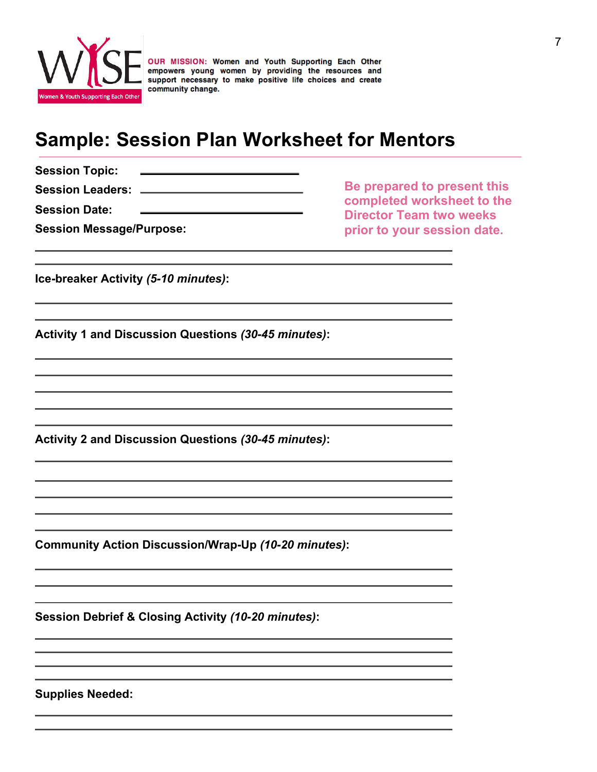WISE
Women & Youth Supporting Each Other

**OUR MISSION:** Women and Youth Supporting Each Other empowers young women by providing the resources and support necessary to make positive life choices and create community change.

# Sample: Session Plan Worksheet for Mentors

**Session Topic:** ______________________

**Session Leaders:** ______________________

**Session Date:** ______________________

**Session Message/Purpose:**

**Be prepared to present this completed worksheet to the Director Team two weeks prior to your session date.**

______________________________________________

______________________________________________

**Ice-breaker Activity *(5-10 minutes)*:**

______________________________________________

______________________________________________

**Activity 1 and Discussion Questions *(30-45 minutes)*:**

______________________________________________

______________________________________________

______________________________________________

______________________________________________

______________________________________________

**Activity 2 and Discussion Questions *(30-45 minutes)*:**

______________________________________________

______________________________________________

______________________________________________

______________________________________________

______________________________________________

**Community Action Discussion/Wrap-Up *(10-20 minutes)*:**

______________________________________________

______________________________________________

______________________________________________

**Session Debrief & Closing Activity *(10-20 minutes)*:**

______________________________________________

______________________________________________

______________________________________________

______________________________________________

**Supplies Needed:**

______________________________________________

______________________________________________